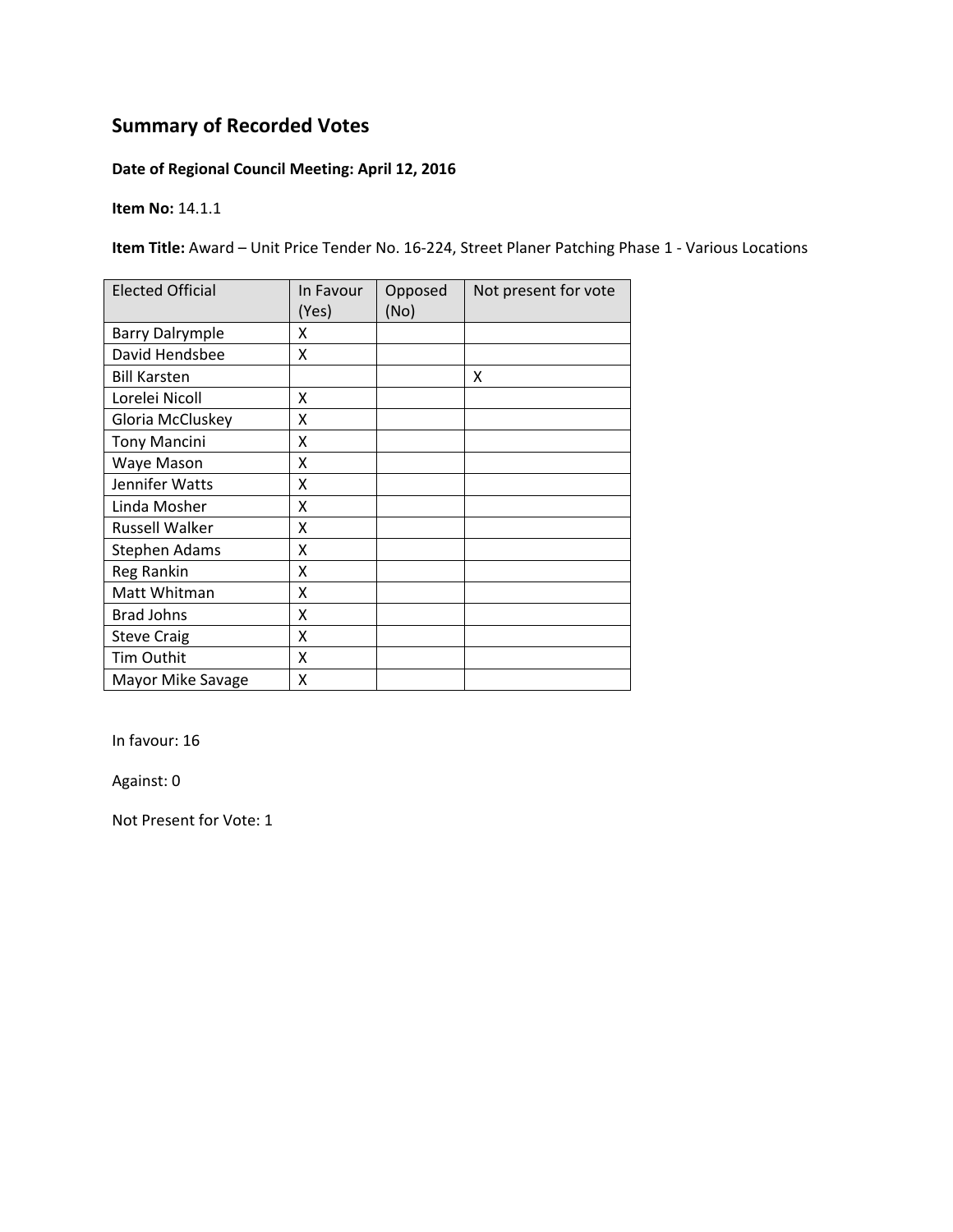# Summary of Recorded Votes

**Date of Regional Council Meeting: April 12, 2016**

**Item No:** 14.1.1

**Item Title:** Award – Unit Price Tender No. 16-224, Street Planer Patching Phase 1 - Various Locations

| Elected Official | In Favour (Yes) | Opposed (No) | Not present for vote |
|---|---|---|---|
| Barry Dalrymple | X | | |
| David Hendsbee | X | | |
| Bill Karsten | | | X |
| Lorelei Nicoll | X | | |
| Gloria McCluskey | X | | |
| Tony Mancini | X | | |
| Waye Mason | X | | |
| Jennifer Watts | X | | |
| Linda Mosher | X | | |
| Russell Walker | X | | |
| Stephen Adams | X | | |
| Reg Rankin | X | | |
| Matt Whitman | X | | |
| Brad Johns | X | | |
| Steve Craig | X | | |
| Tim Outhit | X | | |
| Mayor Mike Savage | X | | |

In favour: 16

Against: 0

Not Present for Vote: 1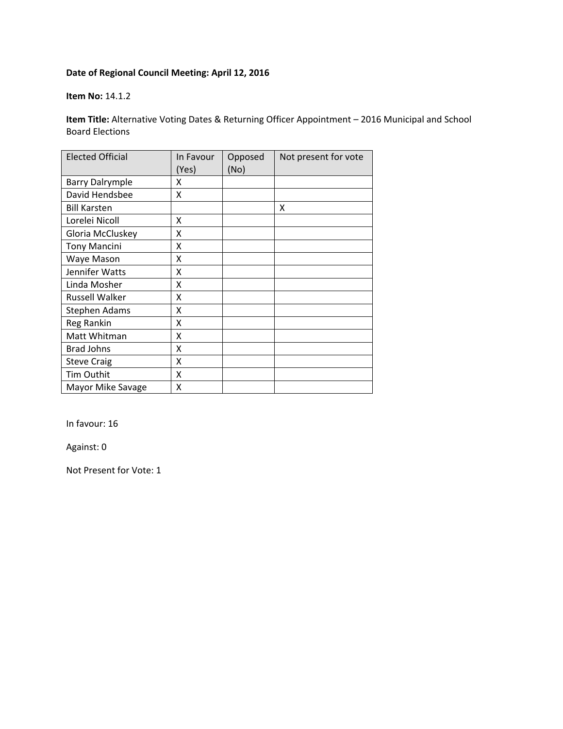**Date of Regional Council Meeting: April 12, 2016**

**Item No:** 14.1.2

**Item Title:** Alternative Voting Dates & Returning Officer Appointment – 2016 Municipal and School Board Elections

| Elected Official | In Favour (Yes) | Opposed (No) | Not present for vote |
|---|---|---|---|
| Barry Dalrymple | X | | |
| David Hendsbee | X | | |
| Bill Karsten | | | X |
| Lorelei Nicoll | X | | |
| Gloria McCluskey | X | | |
| Tony Mancini | X | | |
| Waye Mason | X | | |
| Jennifer Watts | X | | |
| Linda Mosher | X | | |
| Russell Walker | X | | |
| Stephen Adams | X | | |
| Reg Rankin | X | | |
| Matt Whitman | X | | |
| Brad Johns | X | | |
| Steve Craig | X | | |
| Tim Outhit | X | | |
| Mayor Mike Savage | X | | |

In favour: 16

Against: 0

Not Present for Vote: 1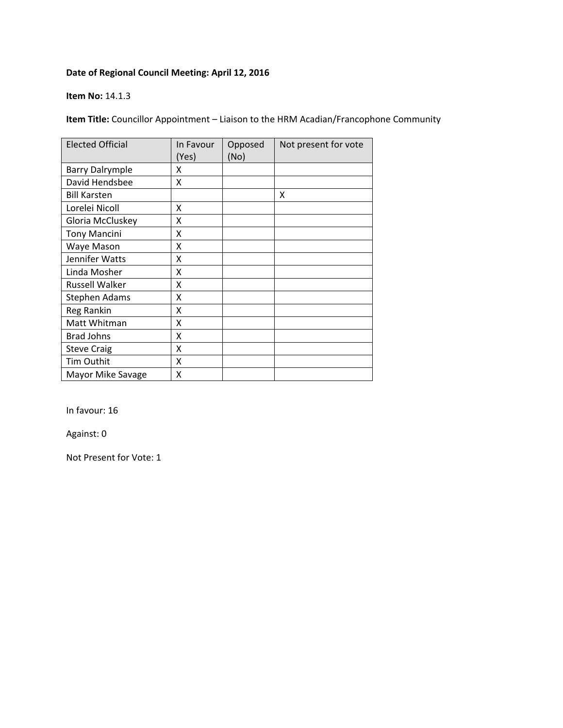**Date of Regional Council Meeting: April 12, 2016**

**Item No:** 14.1.3

**Item Title:** Councillor Appointment – Liaison to the HRM Acadian/Francophone Community

| Elected Official | In Favour (Yes) | Opposed (No) | Not present for vote |
|---|---|---|---|
| Barry Dalrymple | X | | |
| David Hendsbee | X | | |
| Bill Karsten | | | X |
| Lorelei Nicoll | X | | |
| Gloria McCluskey | X | | |
| Tony Mancini | X | | |
| Waye Mason | X | | |
| Jennifer Watts | X | | |
| Linda Mosher | X | | |
| Russell Walker | X | | |
| Stephen Adams | X | | |
| Reg Rankin | X | | |
| Matt Whitman | X | | |
| Brad Johns | X | | |
| Steve Craig | X | | |
| Tim Outhit | X | | |
| Mayor Mike Savage | X | | |

In favour: 16

Against: 0

Not Present for Vote: 1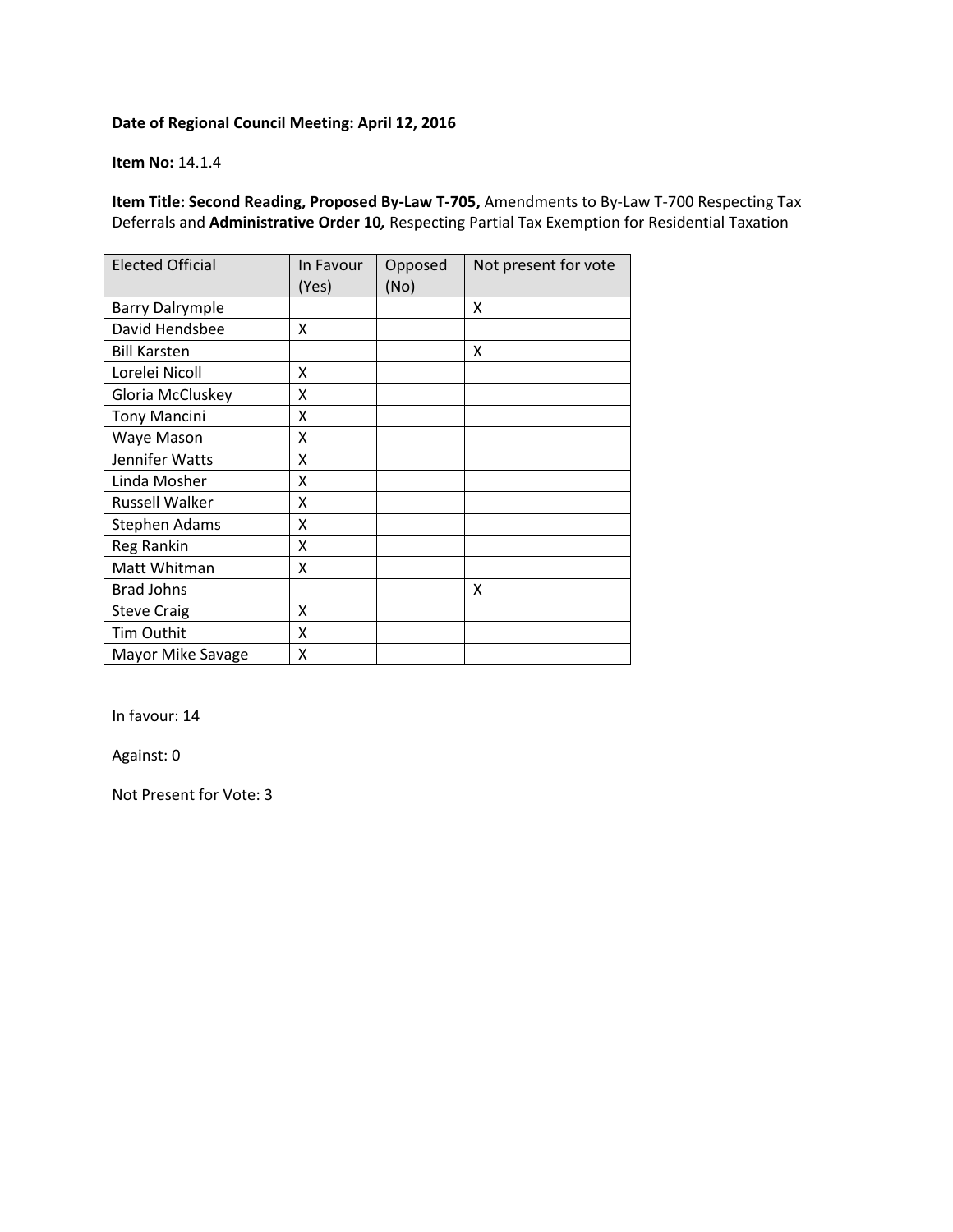**Date of Regional Council Meeting: April 12, 2016**

**Item No:** 14.1.4

**Item Title: Second Reading, Proposed By-Law T-705,** Amendments to By-Law T-700 Respecting Tax Deferrals and **Administrative Order 10,** Respecting Partial Tax Exemption for Residential Taxation

| Elected Official | In Favour (Yes) | Opposed (No) | Not present for vote |
|---|---|---|---|
| Barry Dalrymple | | | X |
| David Hendsbee | X | | |
| Bill Karsten | | | X |
| Lorelei Nicoll | X | | |
| Gloria McCluskey | X | | |
| Tony Mancini | X | | |
| Waye Mason | X | | |
| Jennifer Watts | X | | |
| Linda Mosher | X | | |
| Russell Walker | X | | |
| Stephen Adams | X | | |
| Reg Rankin | X | | |
| Matt Whitman | X | | |
| Brad Johns | | | X |
| Steve Craig | X | | |
| Tim Outhit | X | | |
| Mayor Mike Savage | X | | |

In favour: 14

Against: 0

Not Present for Vote: 3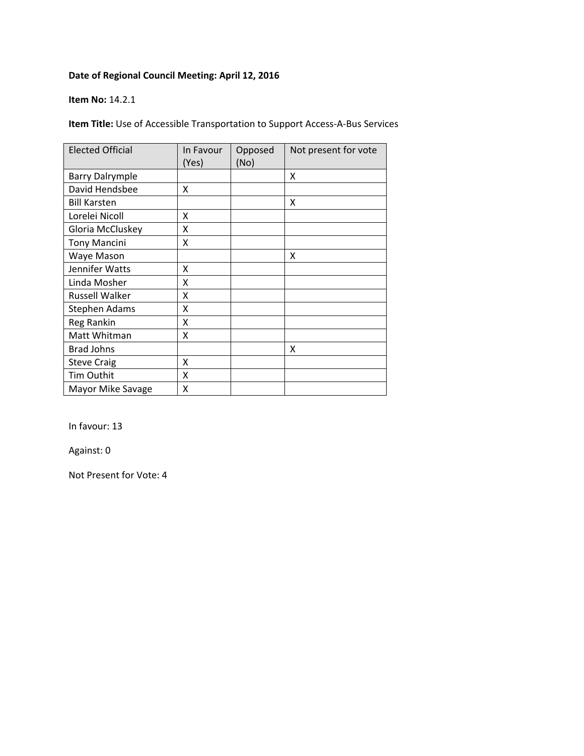**Date of Regional Council Meeting: April 12, 2016**

**Item No:** 14.2.1

**Item Title:** Use of Accessible Transportation to Support Access-A-Bus Services

| Elected Official | In Favour (Yes) | Opposed (No) | Not present for vote |
|---|---|---|---|
| Barry Dalrymple | | | X |
| David Hendsbee | X | | |
| Bill Karsten | | | X |
| Lorelei Nicoll | X | | |
| Gloria McCluskey | X | | |
| Tony Mancini | X | | |
| Waye Mason | | | X |
| Jennifer Watts | X | | |
| Linda Mosher | X | | |
| Russell Walker | X | | |
| Stephen Adams | X | | |
| Reg Rankin | X | | |
| Matt Whitman | X | | |
| Brad Johns | | | X |
| Steve Craig | X | | |
| Tim Outhit | X | | |
| Mayor Mike Savage | X | | |

In favour: 13

Against: 0

Not Present for Vote: 4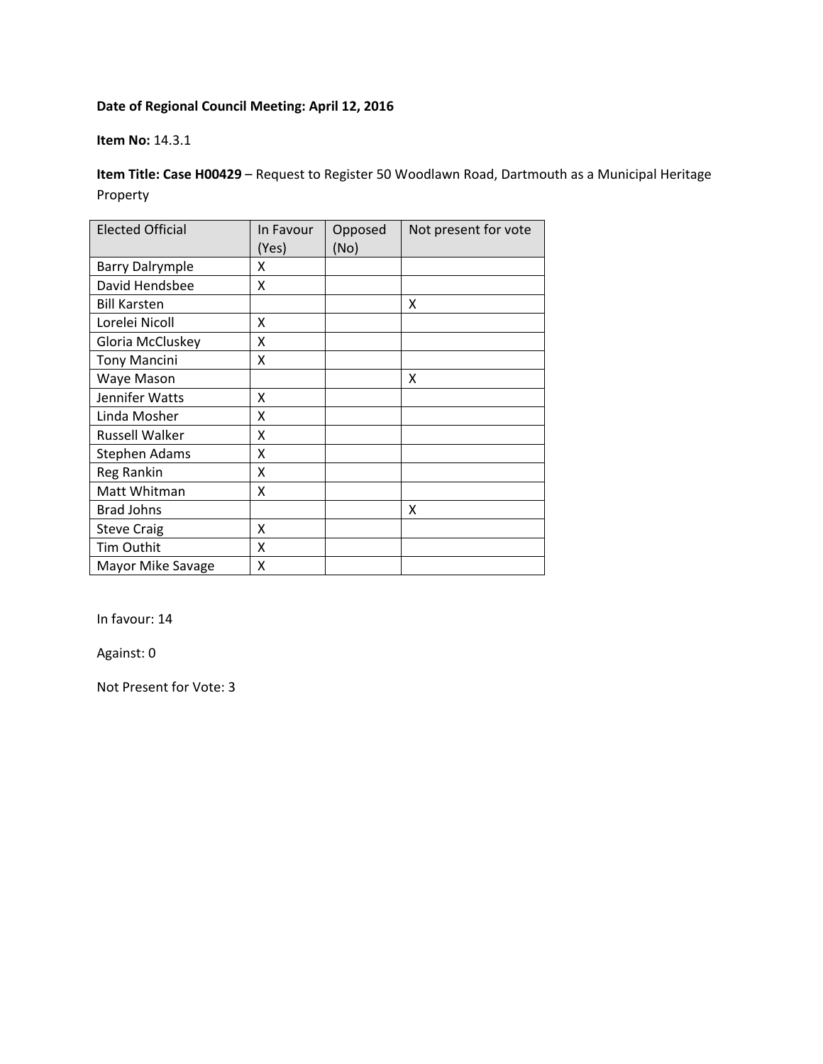**Date of Regional Council Meeting: April 12, 2016**

**Item No:** 14.3.1

**Item Title: Case H00429** – Request to Register 50 Woodlawn Road, Dartmouth as a Municipal Heritage Property

| Elected Official | In Favour (Yes) | Opposed (No) | Not present for vote |
|---|---|---|---|
| Barry Dalrymple | X | | |
| David Hendsbee | X | | |
| Bill Karsten | | | X |
| Lorelei Nicoll | X | | |
| Gloria McCluskey | X | | |
| Tony Mancini | X | | |
| Waye Mason | | | X |
| Jennifer Watts | X | | |
| Linda Mosher | X | | |
| Russell Walker | X | | |
| Stephen Adams | X | | |
| Reg Rankin | X | | |
| Matt Whitman | X | | |
| Brad Johns | | | X |
| Steve Craig | X | | |
| Tim Outhit | X | | |
| Mayor Mike Savage | X | | |

In favour: 14

Against: 0

Not Present for Vote: 3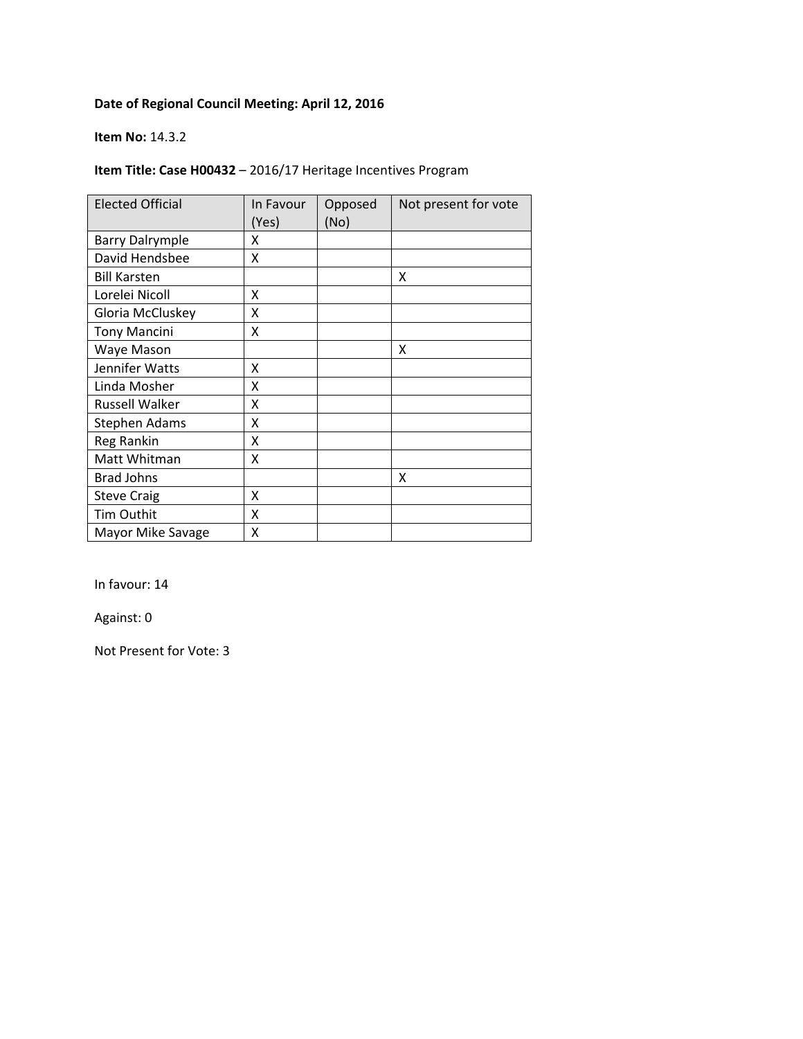**Date of Regional Council Meeting: April 12, 2016**

**Item No:** 14.3.2

**Item Title: Case H00432** – 2016/17 Heritage Incentives Program

| Elected Official | In Favour (Yes) | Opposed (No) | Not present for vote |
|---|---|---|---|
| Barry Dalrymple | X | | |
| David Hendsbee | X | | |
| Bill Karsten | | | X |
| Lorelei Nicoll | X | | |
| Gloria McCluskey | X | | |
| Tony Mancini | X | | |
| Waye Mason | | | X |
| Jennifer Watts | X | | |
| Linda Mosher | X | | |
| Russell Walker | X | | |
| Stephen Adams | X | | |
| Reg Rankin | X | | |
| Matt Whitman | X | | |
| Brad Johns | | | X |
| Steve Craig | X | | |
| Tim Outhit | X | | |
| Mayor Mike Savage | X | | |

In favour: 14

Against: 0

Not Present for Vote: 3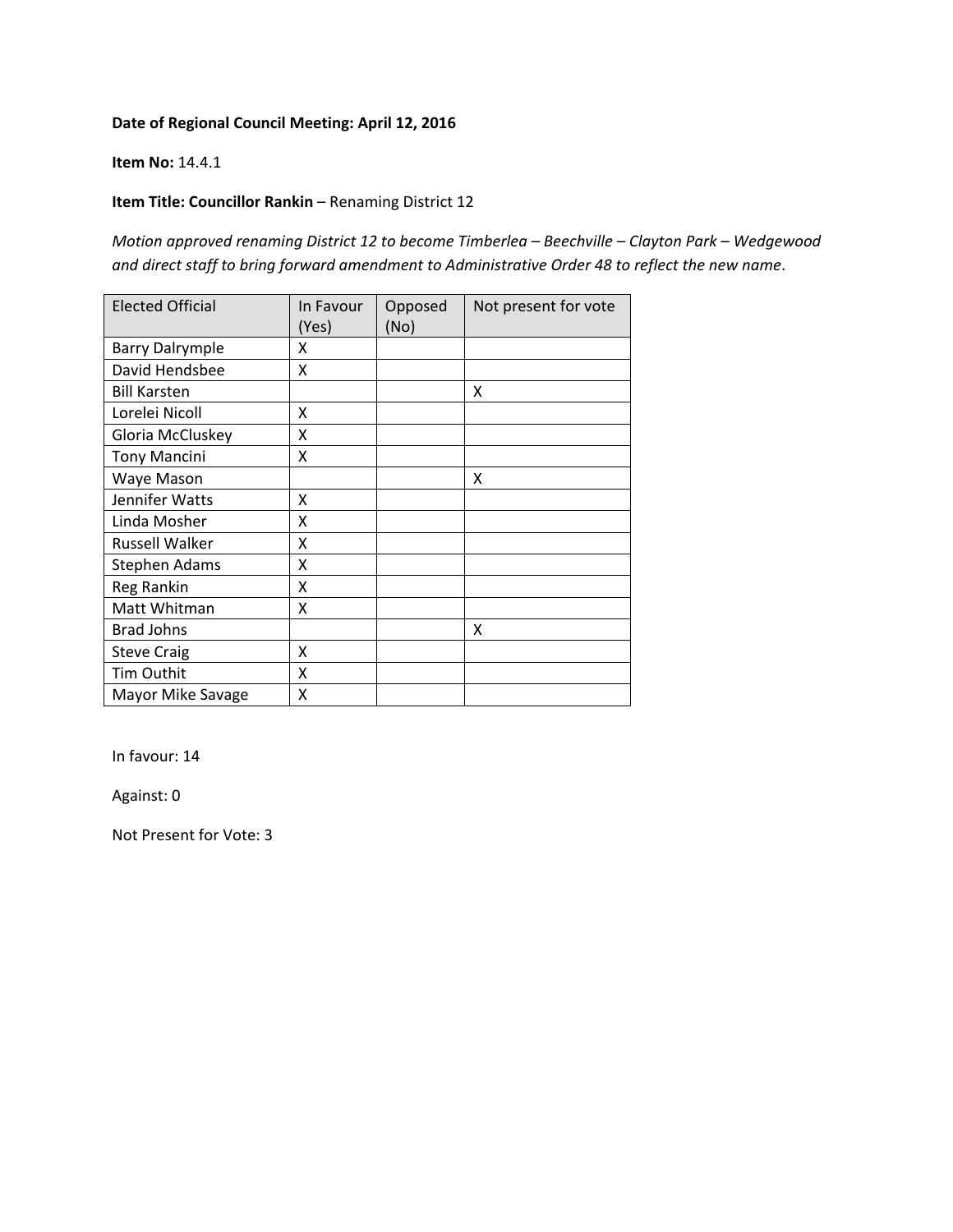**Date of Regional Council Meeting: April 12, 2016**

**Item No:** 14.4.1

**Item Title: Councillor Rankin** – Renaming District 12

*Motion approved renaming District 12 to become Timberlea – Beechville – Clayton Park – Wedgewood and direct staff to bring forward amendment to Administrative Order 48 to reflect the new name*.

| Elected Official | In Favour (Yes) | Opposed (No) | Not present for vote |
|---|---|---|---|
| Barry Dalrymple | X | | |
| David Hendsbee | X | | |
| Bill Karsten | | | X |
| Lorelei Nicoll | X | | |
| Gloria McCluskey | X | | |
| Tony Mancini | X | | |
| Waye Mason | | | X |
| Jennifer Watts | X | | |
| Linda Mosher | X | | |
| Russell Walker | X | | |
| Stephen Adams | X | | |
| Reg Rankin | X | | |
| Matt Whitman | X | | |
| Brad Johns | | | X |
| Steve Craig | X | | |
| Tim Outhit | X | | |
| Mayor Mike Savage | X | | |

In favour: 14

Against: 0

Not Present for Vote: 3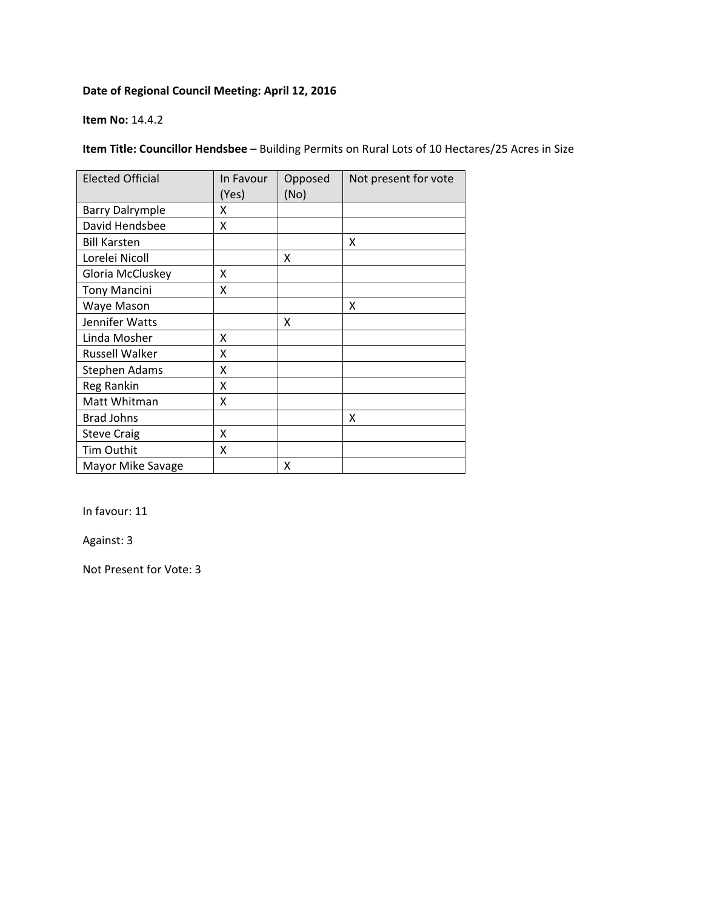**Date of Regional Council Meeting: April 12, 2016**

**Item No:** 14.4.2

**Item Title: Councillor Hendsbee** – Building Permits on Rural Lots of 10 Hectares/25 Acres in Size

| Elected Official | In Favour (Yes) | Opposed (No) | Not present for vote |
|---|---|---|---|
| Barry Dalrymple | X | | |
| David Hendsbee | X | | |
| Bill Karsten | | | X |
| Lorelei Nicoll | | X | |
| Gloria McCluskey | X | | |
| Tony Mancini | X | | |
| Waye Mason | | | X |
| Jennifer Watts | | X | |
| Linda Mosher | X | | |
| Russell Walker | X | | |
| Stephen Adams | X | | |
| Reg Rankin | X | | |
| Matt Whitman | X | | |
| Brad Johns | | | X |
| Steve Craig | X | | |
| Tim Outhit | X | | |
| Mayor Mike Savage | | X | |

In favour: 11

Against: 3

Not Present for Vote: 3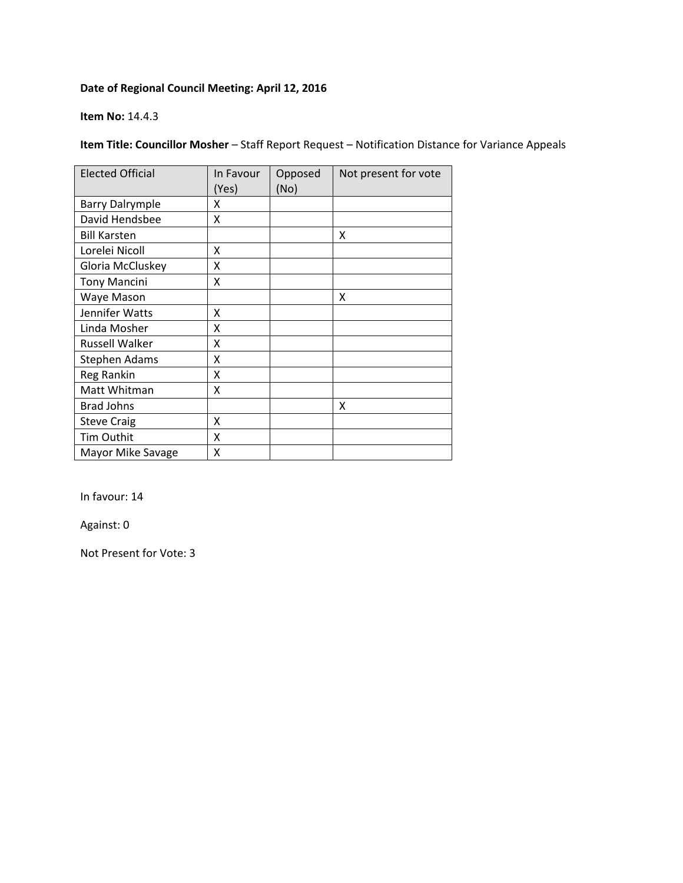**Date of Regional Council Meeting: April 12, 2016**

**Item No:** 14.4.3

**Item Title: Councillor Mosher** – Staff Report Request – Notification Distance for Variance Appeals

| Elected Official | In Favour (Yes) | Opposed (No) | Not present for vote |
|---|---|---|---|
| Barry Dalrymple | X | | |
| David Hendsbee | X | | |
| Bill Karsten | | | X |
| Lorelei Nicoll | X | | |
| Gloria McCluskey | X | | |
| Tony Mancini | X | | |
| Waye Mason | | | X |
| Jennifer Watts | X | | |
| Linda Mosher | X | | |
| Russell Walker | X | | |
| Stephen Adams | X | | |
| Reg Rankin | X | | |
| Matt Whitman | X | | |
| Brad Johns | | | X |
| Steve Craig | X | | |
| Tim Outhit | X | | |
| Mayor Mike Savage | X | | |

In favour: 14

Against: 0

Not Present for Vote: 3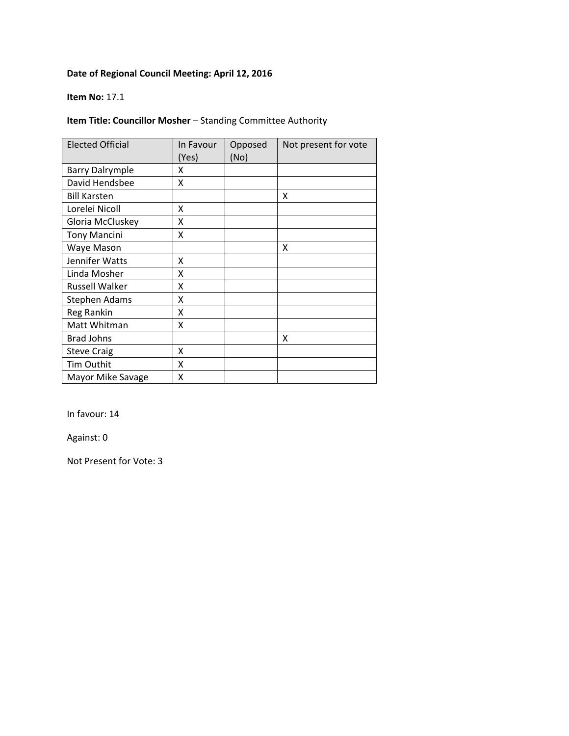**Date of Regional Council Meeting: April 12, 2016**

**Item No:** 17.1

**Item Title: Councillor Mosher** – Standing Committee Authority

| Elected Official | In Favour (Yes) | Opposed (No) | Not present for vote |
|---|---|---|---|
| Barry Dalrymple | X | | |
| David Hendsbee | X | | |
| Bill Karsten | | | X |
| Lorelei Nicoll | X | | |
| Gloria McCluskey | X | | |
| Tony Mancini | X | | |
| Waye Mason | | | X |
| Jennifer Watts | X | | |
| Linda Mosher | X | | |
| Russell Walker | X | | |
| Stephen Adams | X | | |
| Reg Rankin | X | | |
| Matt Whitman | X | | |
| Brad Johns | | | X |
| Steve Craig | X | | |
| Tim Outhit | X | | |
| Mayor Mike Savage | X | | |

In favour: 14

Against: 0

Not Present for Vote: 3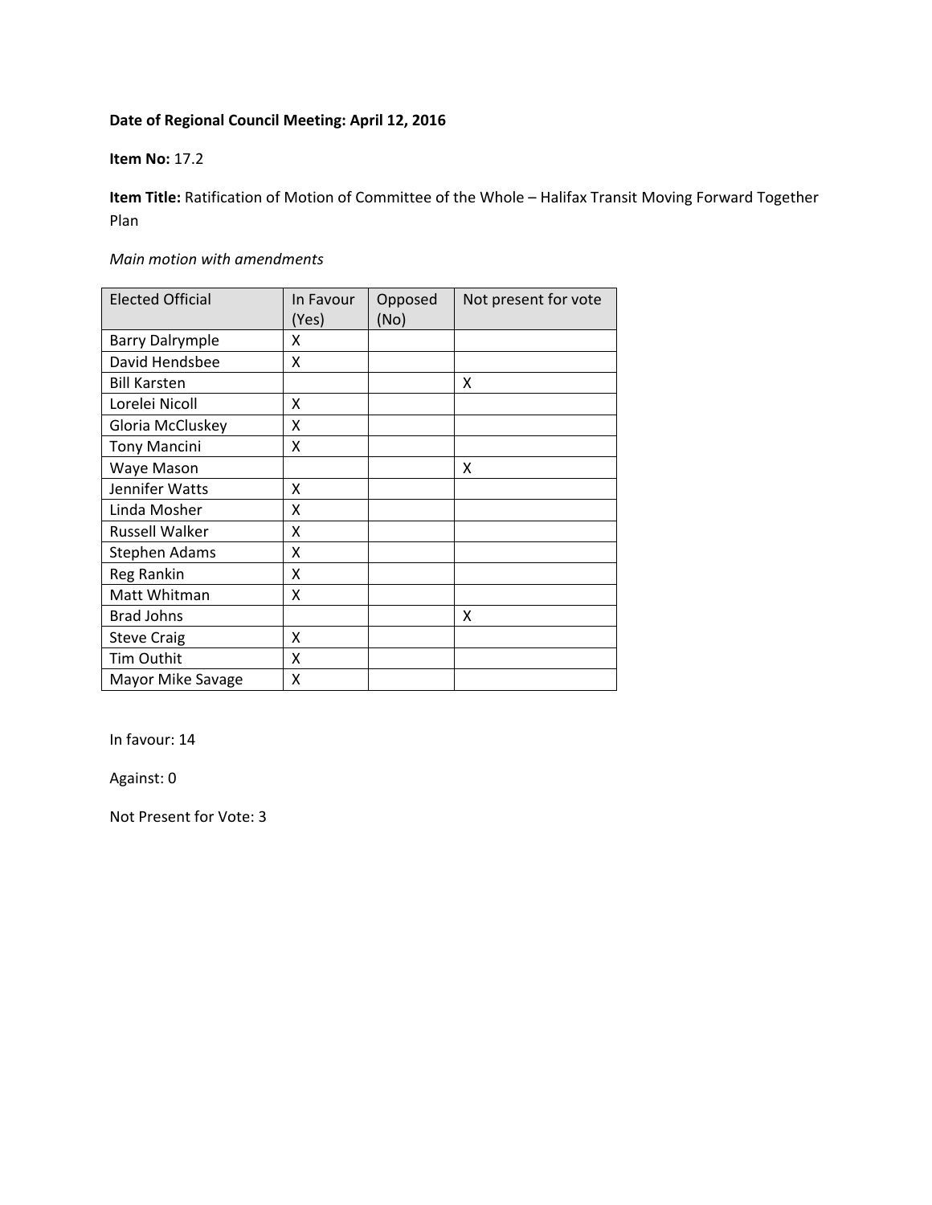**Date of Regional Council Meeting: April 12, 2016**

**Item No:** 17.2

**Item Title:** Ratification of Motion of Committee of the Whole – Halifax Transit Moving Forward Together Plan

*Main motion with amendments*

| Elected Official | In Favour (Yes) | Opposed (No) | Not present for vote |
|---|---|---|---|
| Barry Dalrymple | X | | |
| David Hendsbee | X | | |
| Bill Karsten | | | X |
| Lorelei Nicoll | X | | |
| Gloria McCluskey | X | | |
| Tony Mancini | X | | |
| Waye Mason | | | X |
| Jennifer Watts | X | | |
| Linda Mosher | X | | |
| Russell Walker | X | | |
| Stephen Adams | X | | |
| Reg Rankin | X | | |
| Matt Whitman | X | | |
| Brad Johns | | | X |
| Steve Craig | X | | |
| Tim Outhit | X | | |
| Mayor Mike Savage | X | | |

In favour: 14

Against: 0

Not Present for Vote: 3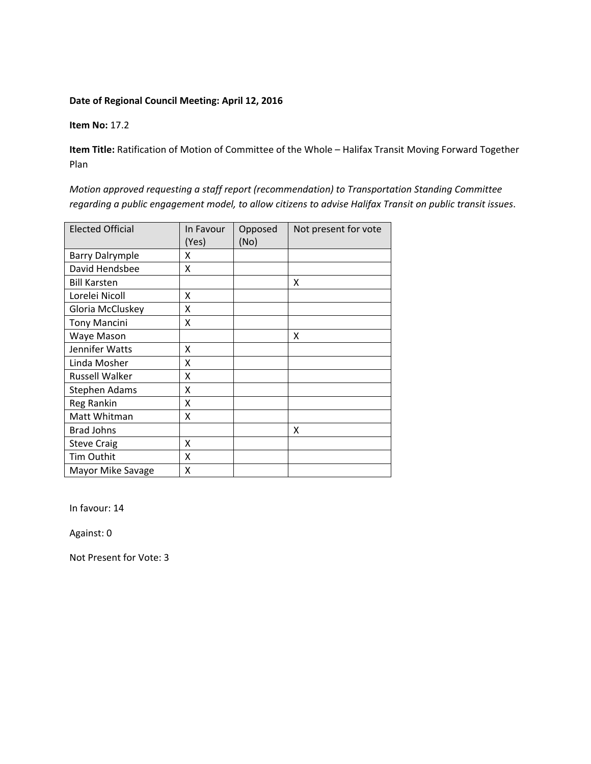**Date of Regional Council Meeting: April 12, 2016**

**Item No:** 17.2

**Item Title:** Ratification of Motion of Committee of the Whole – Halifax Transit Moving Forward Together Plan

*Motion approved requesting a staff report (recommendation) to Transportation Standing Committee regarding a public engagement model, to allow citizens to advise Halifax Transit on public transit issues.*

| Elected Official | In Favour (Yes) | Opposed (No) | Not present for vote |
|---|---|---|---|
| Barry Dalrymple | X | | |
| David Hendsbee | X | | |
| Bill Karsten | | | X |
| Lorelei Nicoll | X | | |
| Gloria McCluskey | X | | |
| Tony Mancini | X | | |
| Waye Mason | | | X |
| Jennifer Watts | X | | |
| Linda Mosher | X | | |
| Russell Walker | X | | |
| Stephen Adams | X | | |
| Reg Rankin | X | | |
| Matt Whitman | X | | |
| Brad Johns | | | X |
| Steve Craig | X | | |
| Tim Outhit | X | | |
| Mayor Mike Savage | X | | |

In favour: 14

Against: 0

Not Present for Vote: 3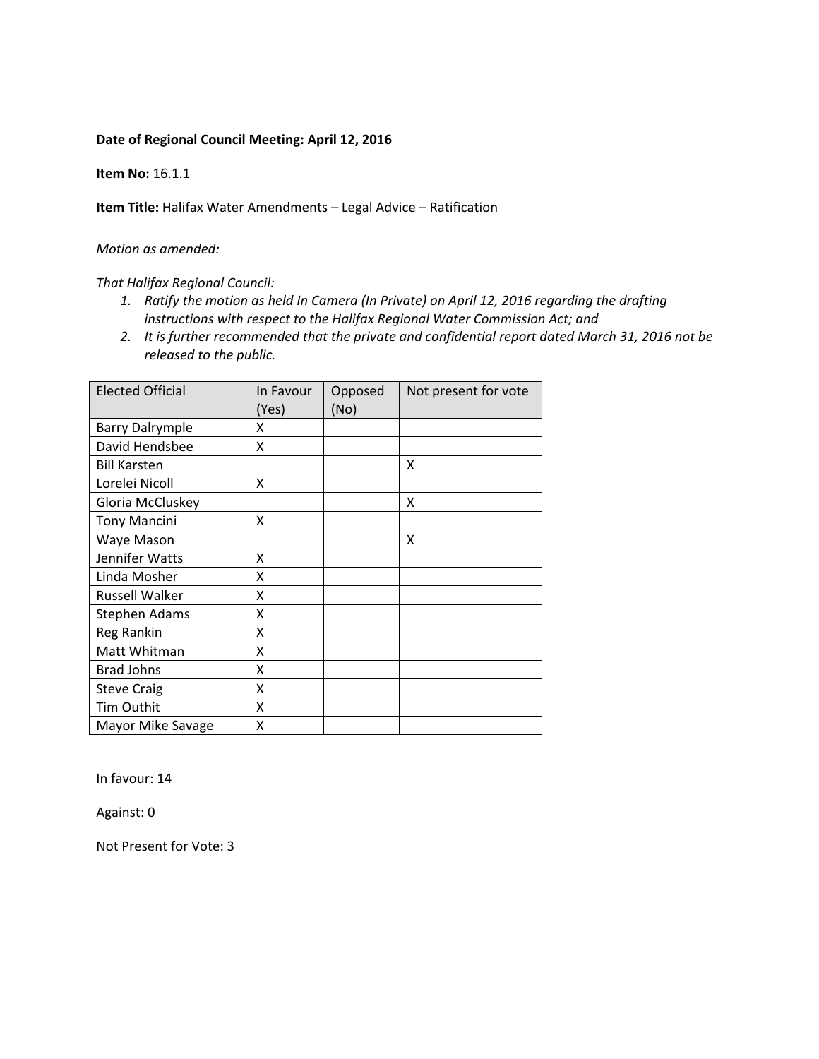**Date of Regional Council Meeting: April 12, 2016**

**Item No:** 16.1.1

**Item Title:** Halifax Water Amendments – Legal Advice – Ratification

*Motion as amended:*

*That Halifax Regional Council:*

1. *Ratify the motion as held In Camera (In Private) on April 12, 2016 regarding the drafting instructions with respect to the Halifax Regional Water Commission Act; and*
2. *It is further recommended that the private and confidential report dated March 31, 2016 not be released to the public.*

| Elected Official | In Favour (Yes) | Opposed (No) | Not present for vote |
|---|---|---|---|
| Barry Dalrymple | X | | |
| David Hendsbee | X | | |
| Bill Karsten | | | X |
| Lorelei Nicoll | X | | |
| Gloria McCluskey | | | X |
| Tony Mancini | X | | |
| Waye Mason | | | X |
| Jennifer Watts | X | | |
| Linda Mosher | X | | |
| Russell Walker | X | | |
| Stephen Adams | X | | |
| Reg Rankin | X | | |
| Matt Whitman | X | | |
| Brad Johns | X | | |
| Steve Craig | X | | |
| Tim Outhit | X | | |
| Mayor Mike Savage | X | | |

In favour: 14

Against: 0

Not Present for Vote: 3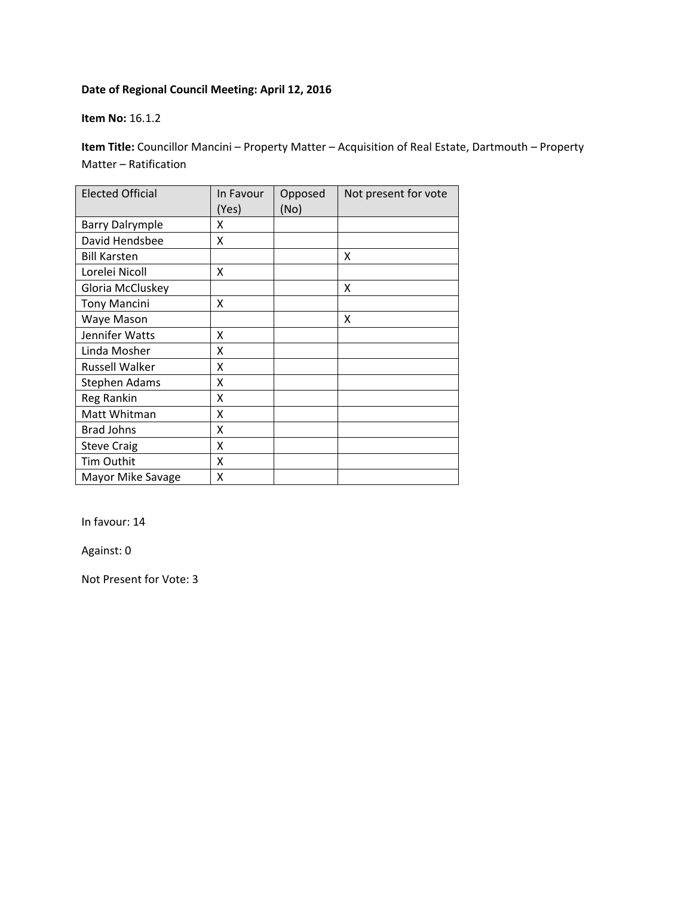**Date of Regional Council Meeting: April 12, 2016**

**Item No:** 16.1.2

**Item Title:** Councillor Mancini – Property Matter – Acquisition of Real Estate, Dartmouth – Property Matter – Ratification

| Elected Official | In Favour (Yes) | Opposed (No) | Not present for vote |
|---|---|---|---|
| Barry Dalrymple | X | | |
| David Hendsbee | X | | |
| Bill Karsten | | | X |
| Lorelei Nicoll | X | | |
| Gloria McCluskey | | | X |
| Tony Mancini | X | | |
| Waye Mason | | | X |
| Jennifer Watts | X | | |
| Linda Mosher | X | | |
| Russell Walker | X | | |
| Stephen Adams | X | | |
| Reg Rankin | X | | |
| Matt Whitman | X | | |
| Brad Johns | X | | |
| Steve Craig | X | | |
| Tim Outhit | X | | |
| Mayor Mike Savage | X | | |

In favour: 14

Against: 0

Not Present for Vote: 3